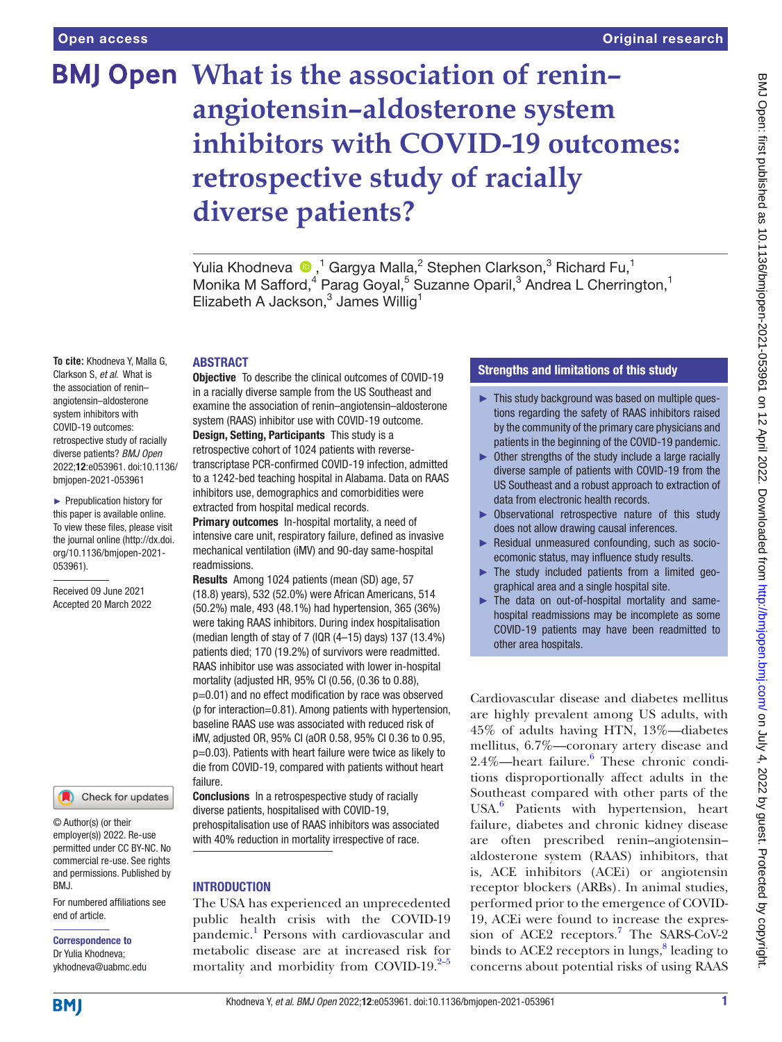Open access

Original research

# What is the association of renin–angiotensin–aldosterone system inhibitors with COVID-19 outcomes: retrospective study of racially diverse patients?

Yulia Khodneva,[1] Gargya Malla,[2] Stephen Clarkson,[3] Richard Fu,[1] Monika M Safford,[4] Parag Goyal,[5] Suzanne Oparil,[3] Andrea L Cherrington,[1] Elizabeth A Jackson,[3] James Willig[1]

**To cite:** Khodneva Y, Malla G, Clarkson S, *et al*. What is the association of renin–angiotensin–aldosterone system inhibitors with COVID-19 outcomes: retrospective study of racially diverse patients? *BMJ Open* 2022;**12**:e053961. doi:10.1136/bmjopen-2021-053961

► Prepublication history for this paper is available online. To view these files, please visit the journal online (http://dx.doi.org/10.1136/bmjopen-2021-053961).

Received 09 June 2021
Accepted 20 March 2022

© Author(s) (or their employer(s)) 2022. Re-use permitted under CC BY-NC. No commercial re-use. See rights and permissions. Published by BMJ.

For numbered affiliations see end of article.

**Correspondence to**
Dr Yulia Khodneva;
ykhodneva@uabmc.edu

## ABSTRACT

**Objective** To describe the clinical outcomes of COVID-19 in a racially diverse sample from the US Southeast and examine the association of renin–angiotensin–aldosterone system (RAAS) inhibitor use with COVID-19 outcome.

**Design, Setting, Participants** This study is a retrospective cohort of 1024 patients with reverse-transcriptase PCR-confirmed COVID-19 infection, admitted to a 1242-bed teaching hospital in Alabama. Data on RAAS inhibitors use, demographics and comorbidities were extracted from hospital medical records.

**Primary outcomes** In-hospital mortality, a need of intensive care unit, respiratory failure, defined as invasive mechanical ventilation (iMV) and 90-day same-hospital readmissions.

**Results** Among 1024 patients (mean (SD) age, 57 (18.8) years), 532 (52.0%) were African Americans, 514 (50.2%) male, 493 (48.1%) had hypertension, 365 (36%) were taking RAAS inhibitors. During index hospitalisation (median length of stay of 7 (IQR (4–15) days) 137 (13.4%) patients died; 170 (19.2%) of survivors were readmitted. RAAS inhibitor use was associated with lower in-hospital mortality (adjusted HR, 95% CI (0.56, (0.36 to 0.88), p=0.01) and no effect modification by race was observed (p for interaction=0.81). Among patients with hypertension, baseline RAAS use was associated with reduced risk of iMV, adjusted OR, 95% CI (aOR 0.58, 95% CI 0.36 to 0.95, p=0.03). Patients with heart failure were twice as likely to die from COVID-19, compared with patients without heart failure.

**Conclusions** In a retrospespective study of racially diverse patients, hospitalised with COVID-19, prehospitalisation use of RAAS inhibitors was associated with 40% reduction in mortality irrespective of race.

### Strengths and limitations of this study

- ► This study background was based on multiple questions regarding the safety of RAAS inhibitors raised by the community of the primary care physicians and patients in the beginning of the COVID-19 pandemic.
- ► Other strengths of the study include a large racially diverse sample of patients with COVID-19 from the US Southeast and a robust approach to extraction of data from electronic health records.
- ► Observational retrospective nature of this study does not allow drawing causal inferences.
- ► Residual unmeasured confounding, such as socioecomonic status, may influence study results.
- ► The study included patients from a limited geographical area and a single hospital site.
- ► The data on out-of-hospital mortality and same-hospital readmissions may be incomplete as some COVID-19 patients may have been readmitted to other area hospitals.

## INTRODUCTION

The USA has experienced an unprecedented public health crisis with the COVID-19 pandemic.[1] Persons with cardiovascular and metabolic disease are at increased risk for mortality and morbidity from COVID-19.[2–5] Cardiovascular disease and diabetes mellitus are highly prevalent among US adults, with 45% of adults having HTN, 13%—diabetes mellitus, 6.7%—coronary artery disease and 2.4%—heart failure.[6] These chronic conditions disproportionally affect adults in the Southeast compared with other parts of the USA.[6] Patients with hypertension, heart failure, diabetes and chronic kidney disease are often prescribed renin–angiotensin–aldosterone system (RAAS) inhibitors, that is, ACE inhibitors (ACEi) or angiotensin receptor blockers (ARBs). In animal studies, performed prior to the emergence of COVID-19, ACEi were found to increase the expression of ACE2 receptors.[7] The SARS-CoV-2 binds to ACE2 receptors in lungs,[8] leading to concerns about potential risks of using RAAS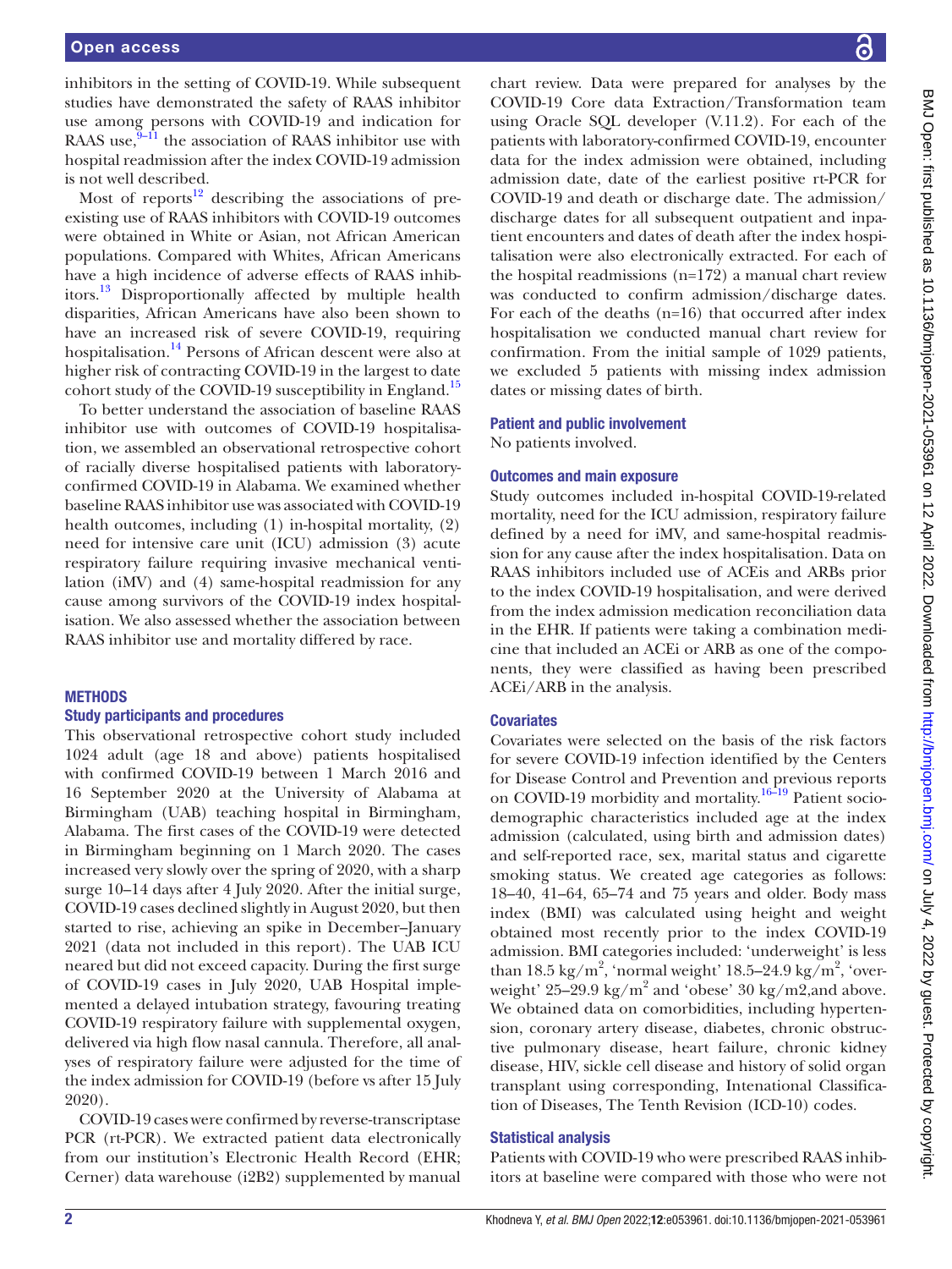inhibitors in the setting of COVID-19. While subsequent studies have demonstrated the safety of RAAS inhibitor use among persons with COVID-19 and indication for RAAS use,[9–11] the association of RAAS inhibitor use with hospital readmission after the index COVID-19 admission is not well described.

Most of reports[12] describing the associations of pre-existing use of RAAS inhibitors with COVID-19 outcomes were obtained in White or Asian, not African American populations. Compared with Whites, African Americans have a high incidence of adverse effects of RAAS inhibitors.[13] Disproportionally affected by multiple health disparities, African Americans have also been shown to have an increased risk of severe COVID-19, requiring hospitalisation.[14] Persons of African descent were also at higher risk of contracting COVID-19 in the largest to date cohort study of the COVID-19 susceptibility in England.[15]

To better understand the association of baseline RAAS inhibitor use with outcomes of COVID-19 hospitalisation, we assembled an observational retrospective cohort of racially diverse hospitalised patients with laboratory-confirmed COVID-19 in Alabama. We examined whether baseline RAAS inhibitor use was associated with COVID-19 health outcomes, including (1) in-hospital mortality, (2) need for intensive care unit (ICU) admission (3) acute respiratory failure requiring invasive mechanical ventilation (iMV) and (4) same-hospital readmission for any cause among survivors of the COVID-19 index hospitalisation. We also assessed whether the association between RAAS inhibitor use and mortality differed by race.

## METHODS

### Study participants and procedures

This observational retrospective cohort study included 1024 adult (age 18 and above) patients hospitalised with confirmed COVID-19 between 1 March 2016 and 16 September 2020 at the University of Alabama at Birmingham (UAB) teaching hospital in Birmingham, Alabama. The first cases of the COVID-19 were detected in Birmingham beginning on 1 March 2020. The cases increased very slowly over the spring of 2020, with a sharp surge 10–14 days after 4 July 2020. After the initial surge, COVID-19 cases declined slightly in August 2020, but then started to rise, achieving an spike in December–January 2021 (data not included in this report). The UAB ICU neared but did not exceed capacity. During the first surge of COVID-19 cases in July 2020, UAB Hospital implemented a delayed intubation strategy, favouring treating COVID-19 respiratory failure with supplemental oxygen, delivered via high flow nasal cannula. Therefore, all analyses of respiratory failure were adjusted for the time of the index admission for COVID-19 (before vs after 15 July 2020).

COVID-19 cases were confirmed by reverse-transcriptase PCR (rt-PCR). We extracted patient data electronically from our institution's Electronic Health Record (EHR; Cerner) data warehouse (i2B2) supplemented by manual chart review. Data were prepared for analyses by the COVID-19 Core data Extraction/Transformation team using Oracle SQL developer (V.11.2). For each of the patients with laboratory-confirmed COVID-19, encounter data for the index admission were obtained, including admission date, date of the earliest positive rt-PCR for COVID-19 and death or discharge date. The admission/discharge dates for all subsequent outpatient and inpatient encounters and dates of death after the index hospitalisation were also electronically extracted. For each of the hospital readmissions (n=172) a manual chart review was conducted to confirm admission/discharge dates. For each of the deaths (n=16) that occurred after index hospitalisation we conducted manual chart review for confirmation. From the initial sample of 1029 patients, we excluded 5 patients with missing index admission dates or missing dates of birth.

### Patient and public involvement

No patients involved.

### Outcomes and main exposure

Study outcomes included in-hospital COVID-19-related mortality, need for the ICU admission, respiratory failure defined by a need for iMV, and same-hospital readmission for any cause after the index hospitalisation. Data on RAAS inhibitors included use of ACEis and ARBs prior to the index COVID-19 hospitalisation, and were derived from the index admission medication reconciliation data in the EHR. If patients were taking a combination medicine that included an ACEi or ARB as one of the components, they were classified as having been prescribed ACEi/ARB in the analysis.

### Covariates

Covariates were selected on the basis of the risk factors for severe COVID-19 infection identified by the Centers for Disease Control and Prevention and previous reports on COVID-19 morbidity and mortality.[16–19] Patient sociodemographic characteristics included age at the index admission (calculated, using birth and admission dates) and self-reported race, sex, marital status and cigarette smoking status. We created age categories as follows: 18–40, 41–64, 65–74 and 75 years and older. Body mass index (BMI) was calculated using height and weight obtained most recently prior to the index COVID-19 admission. BMI categories included: 'underweight' is less than 18.5 $kg/m^2$, 'normal weight' 18.5–24.9 $kg/m^2$, 'overweight' 25–29.9 $kg/m^2$ and 'obese' 30 kg/m2,and above. We obtained data on comorbidities, including hypertension, coronary artery disease, diabetes, chronic obstructive pulmonary disease, heart failure, chronic kidney disease, HIV, sickle cell disease and history of solid organ transplant using corresponding, Intenational Classification of Diseases, The Tenth Revision (ICD-10) codes.

### Statistical analysis

Patients with COVID-19 who were prescribed RAAS inhibitors at baseline were compared with those who were not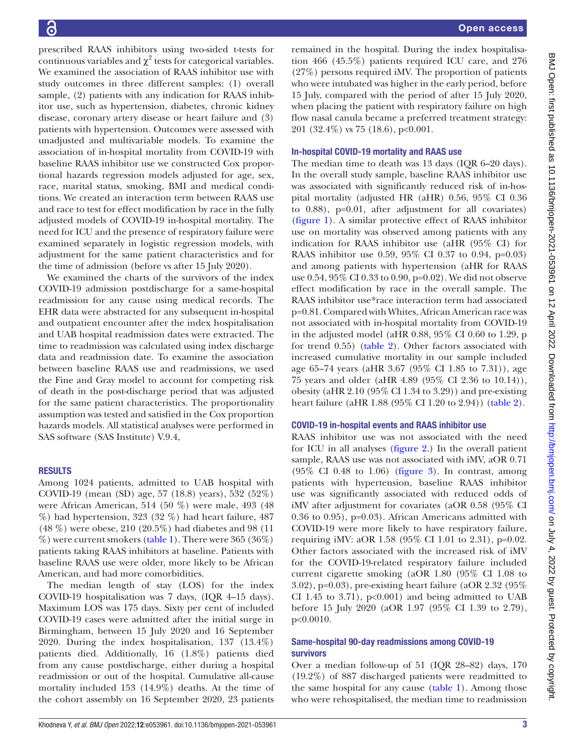prescribed RAAS inhibitors using two-sided t-tests for continuous variables and $\chi^2$ tests for categorical variables. We examined the association of RAAS inhibitor use with study outcomes in three different samples: (1) overall sample, (2) patients with any indication for RAAS inhibitor use, such as hypertension, diabetes, chronic kidney disease, coronary artery disease or heart failure and (3) patients with hypertension. Outcomes were assessed with unadjusted and multivariable models. To examine the association of in-hospital mortality from COVID-19 with baseline RAAS inhibitor use we constructed Cox proportional hazards regression models adjusted for age, sex, race, marital status, smoking, BMI and medical conditions. We created an interaction term between RAAS use and race to test for effect modification by race in the fully adjusted models of COVID-19 in-hospital mortality. The need for ICU and the presence of respiratory failure were examined separately in logistic regression models, with adjustment for the same patient characteristics and for the time of admission (before vs after 15 July 2020).

We examined the charts of the survivors of the index COVID-19 admission postdischarge for a same-hospital readmission for any cause using medical records. The EHR data were abstracted for any subsequent in-hospital and outpatient encounter after the index hospitalisation and UAB hospital readmission dates were extracted. The time to readmission was calculated using index discharge data and readmission date. To examine the association between baseline RAAS use and readmissions, we used the Fine and Gray model to account for competing risk of death in the post-discharge period that was adjusted for the same patient characteristics. The proportionality assumption was tested and satisfied in the Cox proportion hazards models. All statistical analyses were performed in SAS software (SAS Institute) V.9.4,

## RESULTS

Among 1024 patients, admitted to UAB hospital with COVID-19 (mean (SD) age, 57 (18.8) years), 532 (52%) were African American, 514 (50 %) were male, 493 (48 %) had hypertension, 323 (32 %) had heart failure, 487 (48 %) were obese, 210 (20.5%) had diabetes and 98 (11 %) were current smokers (table 1). There were 365 (36%) patients taking RAAS inhibitors at baseline. Patients with baseline RAAS use were older, more likely to be African American, and had more comorbidities.

The median length of stay (LOS) for the index COVID-19 hospitalisation was 7 days, (IQR 4–15 days). Maximum LOS was 175 days. Sixty per cent of included COVID-19 cases were admitted after the initial surge in Birmingham, between 15 July 2020 and 16 September 2020. During the index hospitalisation, 137 (13.4%) patients died. Additionally, 16 (1.8%) patients died from any cause postdischarge, either during a hospital readmission or out of the hospital. Cumulative all-cause mortality included 153 (14.9%) deaths. At the time of the cohort assembly on 16 September 2020, 23 patients remained in the hospital. During the index hospitalisation 466 (45.5%) patients required ICU care, and 276 (27%) persons required iMV. The proportion of patients who were intubated was higher in the early period, before 15 July, compared with the period of after 15 July 2020, when placing the patient with respiratory failure on high flow nasal canula became a preferred treatment strategy: 201 (32.4%) vs 75 (18.6), p<0.001.

### In-hospital COVID-19 mortality and RAAS use

The median time to death was 13 days (IQR 6–20 days). In the overall study sample, baseline RAAS inhibitor use was associated with significantly reduced risk of in-hospital mortality (adjusted HR (aHR) 0.56, 95% CI 0.36 to 0.88), p=0.01, after adjustment for all covariates) (figure 1). A similar protective effect of RAAS inhibitor use on mortality was observed among patients with any indication for RAAS inhibitor use (aHR (95% CI) for RAAS inhibitor use 0.59, 95% CI 0.37 to 0.94, p=0.03) and among patients with hypertension (aHR for RAAS use 0.54, 95% CI 0.33 to 0.90, p=0.02). We did not observe effect modification by race in the overall sample. The RAAS inhibitor use*race interaction term had associated p=0.81. Compared with Whites, African American race was not associated with in-hospital mortality from COVID-19 in the adjusted model (aHR 0.88, 95% CI 0.60 to 1.29, p for trend 0.55) (table 2). Other factors associated with increased cumulative mortality in our sample included age 65–74 years (aHR 3.67 (95% CI 1.85 to 7.31)), age 75 years and older (aHR 4.89 (95% CI 2.36 to 10.14)), obesity (aHR 2.10 (95% CI 1.34 to 3.29)) and pre-existing heart failure (aHR 1.88 (95% CI 1.20 to 2.94)) (table 2).

### COVID-19 in-hospital events and RAAS inhibitor use

RAAS inhibitor use was not associated with the need for ICU in all analyses (figure 2.) In the overall patient sample, RAAS use was not associated with iMV, aOR 0.71 (95% CI 0.48 to 1.06) (figure 3). In contrast, among patients with hypertension, baseline RAAS inhibitor use was significantly associated with reduced odds of iMV after adjustment for covariates (aOR 0.58 (95% CI 0.36 to 0.95), p=0.03). African Americans admitted with COVID-19 were more likely to have respiratory failure, requiring iMV: aOR 1.58 (95% CI 1.01 to 2.31), p=0.02. Other factors associated with the increased risk of iMV for the COVID-19-related respiratory failure included current cigarette smoking (aOR 1.80 (95% CI 1.08 to 3.02), p=0.03), pre-existing heart failure (aOR 2.32 (95% CI 1.45 to 3.71), p<0.001) and being admitted to UAB before 15 July 2020 (aOR 1.97 (95% CI 1.39 to 2.79), p<0.0010.

### Same-hospital 90-day readmissions among COVID-19 survivors

Over a median follow-up of 51 (IQR 28–82) days, 170 (19.2%) of 887 discharged patients were readmitted to the same hospital for any cause (table 1). Among those who were rehospitalised, the median time to readmission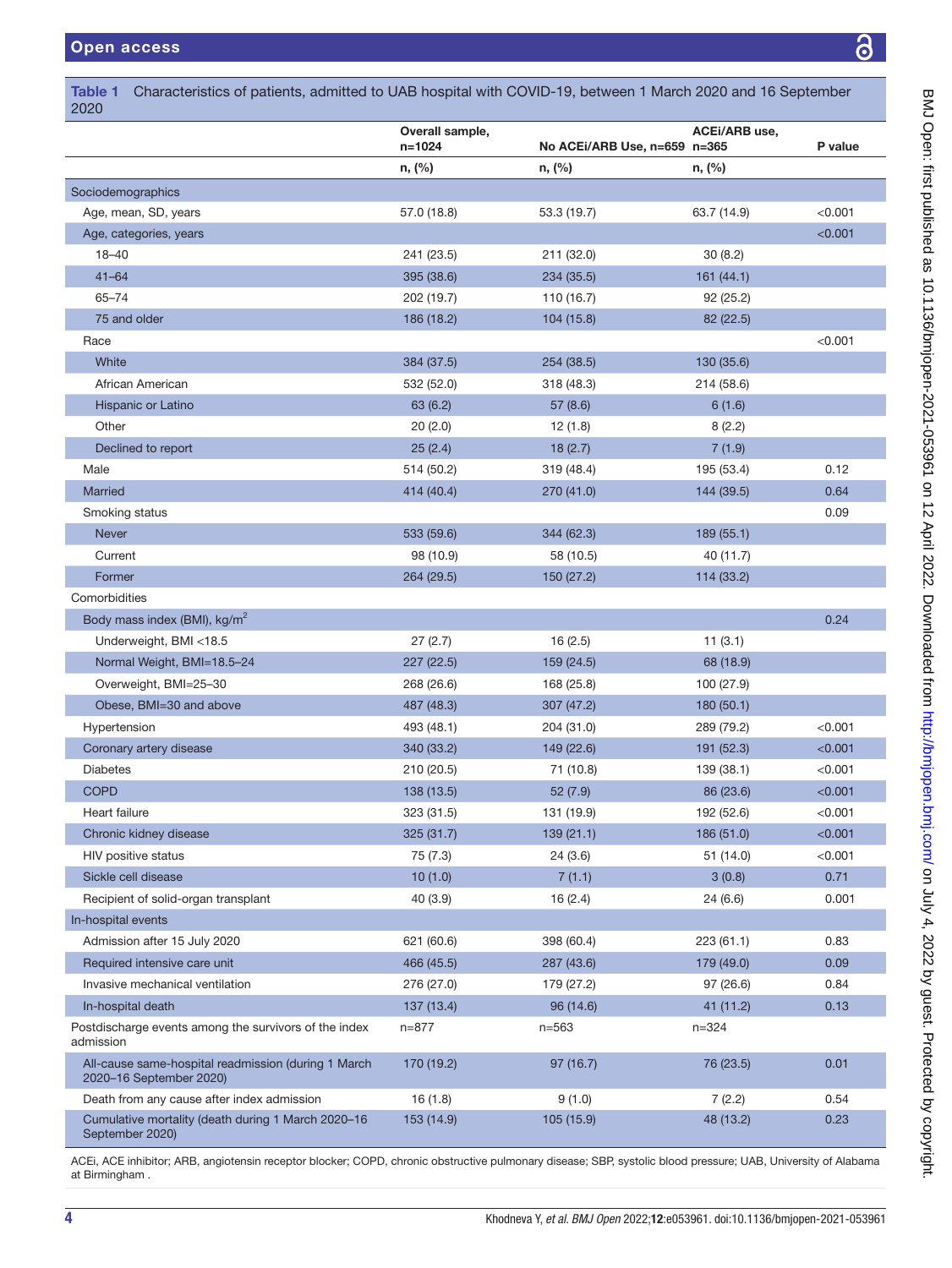**Table 1** Characteristics of patients, admitted to UAB hospital with COVID-19, between 1 March 2020 and 16 September 2020

| | Overall sample, n=1024 | No ACEi/ARB Use, n=659 | ACEi/ARB use, n=365 | P value |
|---|---|---|---|---|
| | n, (%) | n, (%) | n, (%) | |
| **Sociodemographics** | | | | |
| Age, mean, SD, years | 57.0 (18.8) | 53.3 (19.7) | 63.7 (14.9) | <0.001 |
| Age, categories, years | | | | <0.001 |
| 18–40 | 241 (23.5) | 211 (32.0) | 30 (8.2) | |
| 41–64 | 395 (38.6) | 234 (35.5) | 161 (44.1) | |
| 65–74 | 202 (19.7) | 110 (16.7) | 92 (25.2) | |
| 75 and older | 186 (18.2) | 104 (15.8) | 82 (22.5) | |
| Race | | | | <0.001 |
| White | 384 (37.5) | 254 (38.5) | 130 (35.6) | |
| African American | 532 (52.0) | 318 (48.3) | 214 (58.6) | |
| Hispanic or Latino | 63 (6.2) | 57 (8.6) | 6 (1.6) | |
| Other | 20 (2.0) | 12 (1.8) | 8 (2.2) | |
| Declined to report | 25 (2.4) | 18 (2.7) | 7 (1.9) | |
| Male | 514 (50.2) | 319 (48.4) | 195 (53.4) | 0.12 |
| Married | 414 (40.4) | 270 (41.0) | 144 (39.5) | 0.64 |
| Smoking status | | | | 0.09 |
| Never | 533 (59.6) | 344 (62.3) | 189 (55.1) | |
| Current | 98 (10.9) | 58 (10.5) | 40 (11.7) | |
| Former | 264 (29.5) | 150 (27.2) | 114 (33.2) | |
| **Comorbidities** | | | | |
| Body mass index (BMI), kg/$m^2$ | | | | 0.24 |
| Underweight, BMI <18.5 | 27 (2.7) | 16 (2.5) | 11 (3.1) | |
| Normal Weight, BMI=18.5–24 | 227 (22.5) | 159 (24.5) | 68 (18.9) | |
| Overweight, BMI=25–30 | 268 (26.6) | 168 (25.8) | 100 (27.9) | |
| Obese, BMI=30 and above | 487 (48.3) | 307 (47.2) | 180 (50.1) | |
| Hypertension | 493 (48.1) | 204 (31.0) | 289 (79.2) | <0.001 |
| Coronary artery disease | 340 (33.2) | 149 (22.6) | 191 (52.3) | <0.001 |
| Diabetes | 210 (20.5) | 71 (10.8) | 139 (38.1) | <0.001 |
| COPD | 138 (13.5) | 52 (7.9) | 86 (23.6) | <0.001 |
| Heart failure | 323 (31.5) | 131 (19.9) | 192 (52.6) | <0.001 |
| Chronic kidney disease | 325 (31.7) | 139 (21.1) | 186 (51.0) | <0.001 |
| HIV positive status | 75 (7.3) | 24 (3.6) | 51 (14.0) | <0.001 |
| Sickle cell disease | 10 (1.0) | 7 (1.1) | 3 (0.8) | 0.71 |
| Recipient of solid-organ transplant | 40 (3.9) | 16 (2.4) | 24 (6.6) | 0.001 |
| **In-hospital events** | | | | |
| Admission after 15 July 2020 | 621 (60.6) | 398 (60.4) | 223 (61.1) | 0.83 |
| Required intensive care unit | 466 (45.5) | 287 (43.6) | 179 (49.0) | 0.09 |
| Invasive mechanical ventilation | 276 (27.0) | 179 (27.2) | 97 (26.6) | 0.84 |
| In-hospital death | 137 (13.4) | 96 (14.6) | 41 (11.2) | 0.13 |
| **Postdischarge events among the survivors of the index admission** | n=877 | n=563 | n=324 | |
| All-cause same-hospital readmission (during 1 March 2020–16 September 2020) | 170 (19.2) | 97 (16.7) | 76 (23.5) | 0.01 |
| Death from any cause after index admission | 16 (1.8) | 9 (1.0) | 7 (2.2) | 0.54 |
| Cumulative mortality (death during 1 March 2020–16 September 2020) | 153 (14.9) | 105 (15.9) | 48 (13.2) | 0.23 |

ACEi, ACE inhibitor; ARB, angiotensin receptor blocker; COPD, chronic obstructive pulmonary disease; SBP, systolic blood pressure; UAB, University of Alabama at Birmingham .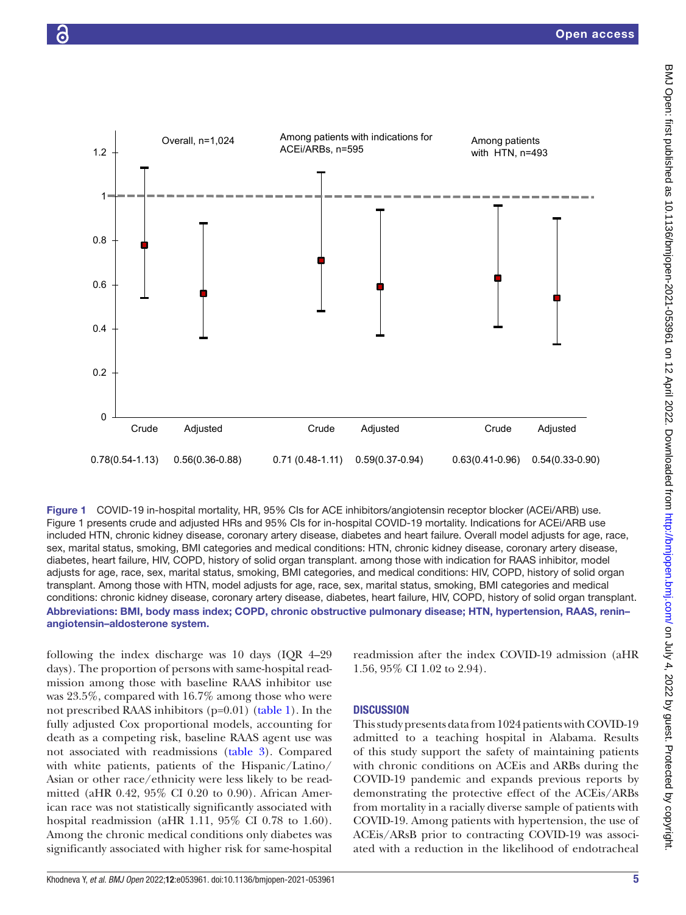Figure 1 COVID-19 in-hospital mortality, HR, 95% CIs for ACE inhibitors/angiotensin receptor blocker (ACEi/ARB) use. Figure 1 presents crude and adjusted HRs and 95% CIs for in-hospital COVID-19 mortality. Indications for ACEi/ARB use included HTN, chronic kidney disease, coronary artery disease, diabetes and heart failure. Overall model adjusts for age, race, sex, marital status, smoking, BMI categories and medical conditions: HTN, chronic kidney disease, coronary artery disease, diabetes, heart failure, HIV, COPD, history of solid organ transplant. among those with indication for RAAS inhibitor, model adjusts for age, race, sex, marital status, smoking, BMI categories, and medical conditions: HIV, COPD, history of solid organ transplant. Among those with HTN, model adjusts for age, race, sex, marital status, smoking, BMI categories and medical conditions: chronic kidney disease, coronary artery disease, diabetes, heart failure, HIV, COPD, history of solid organ transplant.

**Abbreviations: BMI, body mass index; COPD, chronic obstructive pulmonary disease; HTN, hypertension, RAAS, renin–angiotensin–aldosterone system.**

following the index discharge was 10 days (IQR 4–29 days). The proportion of persons with same-hospital readmission among those with baseline RAAS inhibitor use was 23.5%, compared with 16.7% among those who were not prescribed RAAS inhibitors (p=0.01) (table 1). In the fully adjusted Cox proportional models, accounting for death as a competing risk, baseline RAAS agent use was not associated with readmissions (table 3). Compared with white patients, patients of the Hispanic/Latino/Asian or other race/ethnicity were less likely to be readmitted (aHR 0.42, 95% CI 0.20 to 0.90). African American race was not statistically significantly associated with hospital readmission (aHR 1.11, 95% CI 0.78 to 1.60). Among the chronic medical conditions only diabetes was significantly associated with higher risk for same-hospital readmission after the index COVID-19 admission (aHR 1.56, 95% CI 1.02 to 2.94).

## DISCUSSION

This study presents data from 1024 patients with COVID-19 admitted to a teaching hospital in Alabama. Results of this study support the safety of maintaining patients with chronic conditions on ACEis and ARBs during the COVID-19 pandemic and expands previous reports by demonstrating the protective effect of the ACEis/ARBs from mortality in a racially diverse sample of patients with COVID-19. Among patients with hypertension, the use of ACEis/ARsB prior to contracting COVID-19 was associated with a reduction in the likelihood of endotracheal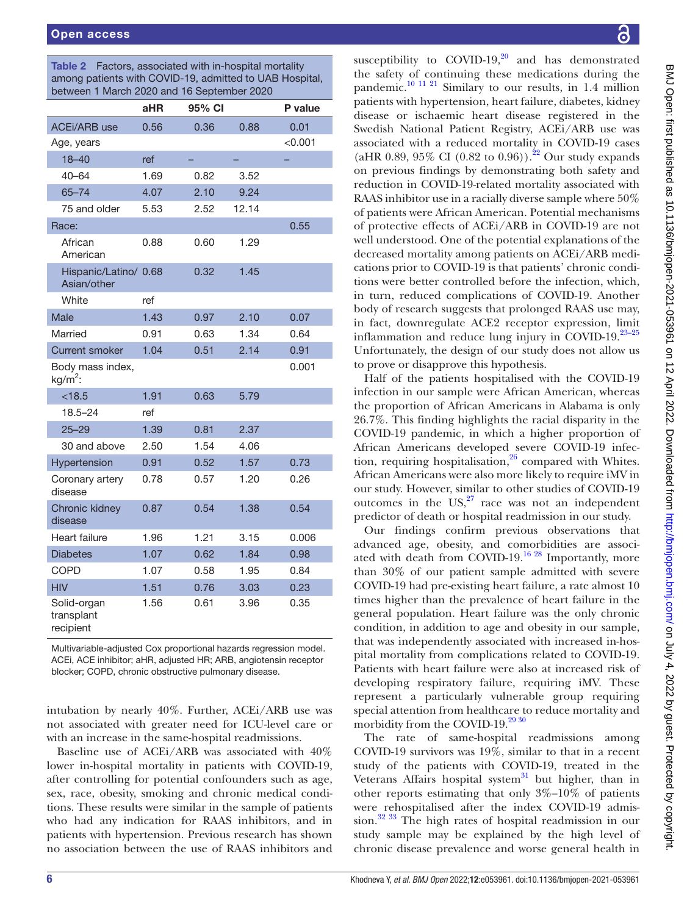Table 2 Factors, associated with in-hospital mortality among patients with COVID-19, admitted to UAB Hospital, between 1 March 2020 and 16 September 2020

| | aHR | 95% CI | | P value |
|---|---|---|---|---|
| ACEi/ARB use | 0.56 | 0.36 | 0.88 | 0.01 |
| Age, years | | | | <0.001 |
| 18–40 | ref | – | – | – |
| 40–64 | 1.69 | 0.82 | 3.52 | |
| 65–74 | 4.07 | 2.10 | 9.24 | |
| 75 and older | 5.53 | 2.52 | 12.14 | |
| Race: | | | | 0.55 |
| African American | 0.88 | 0.60 | 1.29 | |
| Hispanic/Latino/ Asian/other | 0.68 | 0.32 | 1.45 | |
| White | ref | | | |
| Male | 1.43 | 0.97 | 2.10 | 0.07 |
| Married | 0.91 | 0.63 | 1.34 | 0.64 |
| Current smoker | 1.04 | 0.51 | 2.14 | 0.91 |
| Body mass index, kg/m$^2$: | | | | 0.001 |
| <18.5 | 1.91 | 0.63 | 5.79 | |
| 18.5–24 | ref | | | |
| 25–29 | 1.39 | 0.81 | 2.37 | |
| 30 and above | 2.50 | 1.54 | 4.06 | |
| Hypertension | 0.91 | 0.52 | 1.57 | 0.73 |
| Coronary artery disease | 0.78 | 0.57 | 1.20 | 0.26 |
| Chronic kidney disease | 0.87 | 0.54 | 1.38 | 0.54 |
| Heart failure | 1.96 | 1.21 | 3.15 | 0.006 |
| Diabetes | 1.07 | 0.62 | 1.84 | 0.98 |
| COPD | 1.07 | 0.58 | 1.95 | 0.84 |
| HIV | 1.51 | 0.76 | 3.03 | 0.23 |
| Solid-organ transplant recipient | 1.56 | 0.61 | 3.96 | 0.35 |

Multivariable-adjusted Cox proportional hazards regression model.
ACEi, ACE inhibitor; aHR, adjusted HR; ARB, angiotensin receptor blocker; COPD, chronic obstructive pulmonary disease.

intubation by nearly 40%. Further, ACEi/ARB use was not associated with greater need for ICU-level care or with an increase in the same-hospital readmissions.

Baseline use of ACEi/ARB was associated with 40% lower in-hospital mortality in patients with COVID-19, after controlling for potential confounders such as age, sex, race, obesity, smoking and chronic medical conditions. These results were similar in the sample of patients who had any indication for RAAS inhibitors, and in patients with hypertension. Previous research has shown no association between the use of RAAS inhibitors and susceptibility to COVID-19,[20] and has demonstrated the safety of continuing these medications during the pandemic.[10 11 21] Similary to our results, in 1.4 million patients with hypertension, heart failure, diabetes, kidney disease or ischaemic heart disease registered in the Swedish National Patient Registry, ACEi/ARB use was associated with a reduced mortality in COVID-19 cases (aHR 0.89, 95% CI (0.82 to 0.96)).[22] Our study expands on previous findings by demonstrating both safety and reduction in COVID-19-related mortality associated with RAAS inhibitor use in a racially diverse sample where 50% of patients were African American. Potential mechanisms of protective effects of ACEi/ARB in COVID-19 are not well understood. One of the potential explanations of the decreased mortality among patients on ACEi/ARB medications prior to COVID-19 is that patients' chronic conditions were better controlled before the infection, which, in turn, reduced complications of COVID-19. Another body of research suggests that prolonged RAAS use may, in fact, downregulate ACE2 receptor expression, limit inflammation and reduce lung injury in COVID-19.[23–25] Unfortunately, the design of our study does not allow us to prove or disapprove this hypothesis.

Half of the patients hospitalised with the COVID-19 infection in our sample were African American, whereas the proportion of African Americans in Alabama is only 26.7%. This finding highlights the racial disparity in the COVID-19 pandemic, in which a higher proportion of African Americans developed severe COVID-19 infection, requiring hospitalisation,[26] compared with Whites. African Americans were also more likely to require iMV in our study. However, similar to other studies of COVID-19 outcomes in the US,[27] race was not an independent predictor of death or hospital readmission in our study.

Our findings confirm previous observations that advanced age, obesity, and comorbidities are associated with death from COVID-19.[16 28] Importantly, more than 30% of our patient sample admitted with severe COVID-19 had pre-existing heart failure, a rate almost 10 times higher than the prevalence of heart failure in the general population. Heart failure was the only chronic condition, in addition to age and obesity in our sample, that was independently associated with increased in-hospital mortality from complications related to COVID-19. Patients with heart failure were also at increased risk of developing respiratory failure, requiring iMV. These represent a particularly vulnerable group requiring special attention from healthcare to reduce mortality and morbidity from the COVID-19.[29 30]

The rate of same-hospital readmissions among COVID-19 survivors was 19%, similar to that in a recent study of the patients with COVID-19, treated in the Veterans Affairs hospital system[31] but higher, than in other reports estimating that only 3%–10% of patients were rehospitalised after the index COVID-19 admission.[32 33] The high rates of hospital readmission in our study sample may be explained by the high level of chronic disease prevalence and worse general health in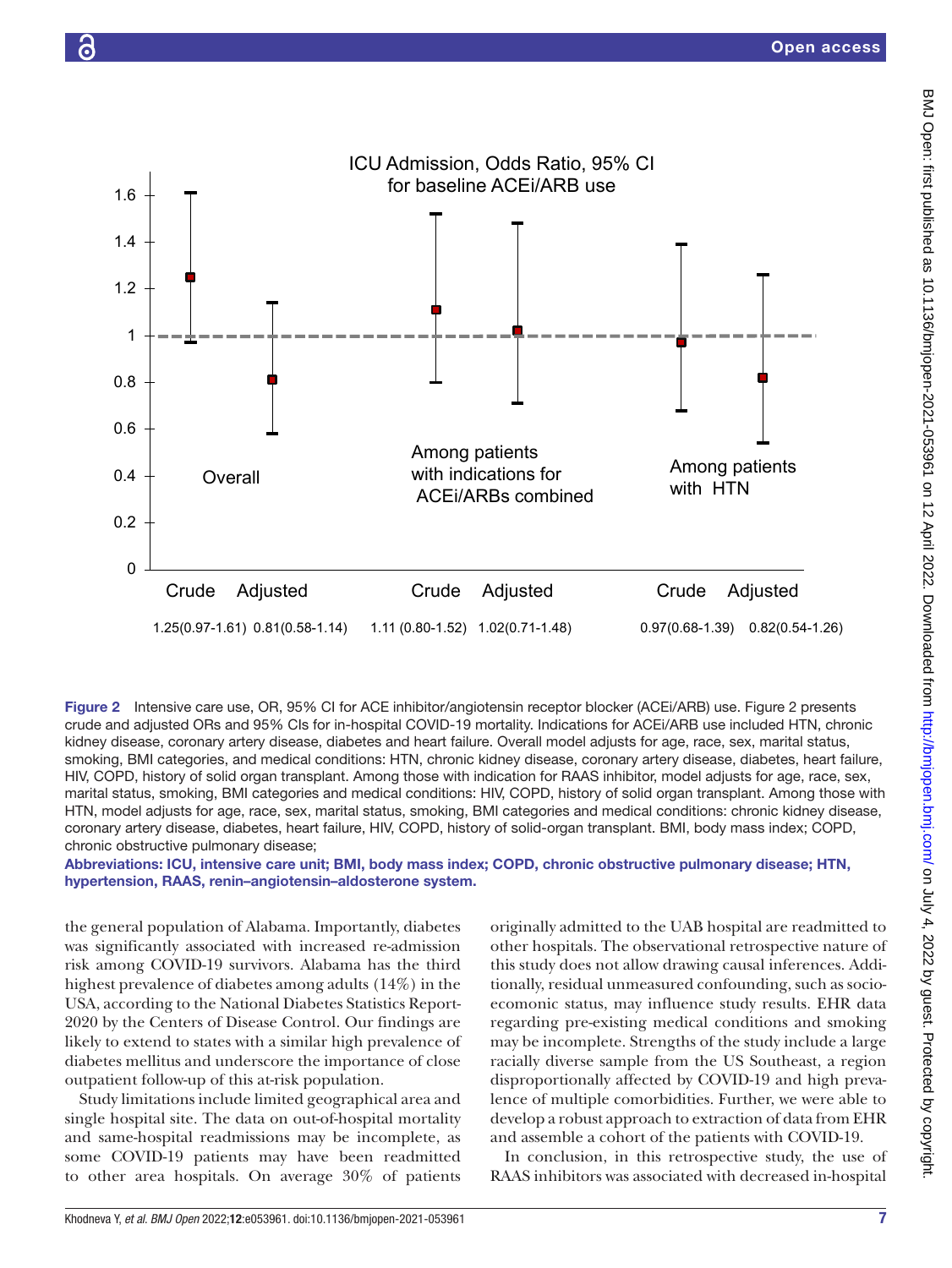ICU Admission, Odds Ratio, 95% CI for baseline ACEi/ARB use

| | Overall | | Among patients with indications for ACEi/ARBs combined | | Among patients with HTN | |
|---|---|---|---|---|---|---|
| | Crude | Adjusted | Crude | Adjusted | Crude | Adjusted |
| OR (95% CI) | 1.25(0.97-1.61) | 0.81(0.58-1.14) | 1.11 (0.80-1.52) | 1.02(0.71-1.48) | 0.97(0.68-1.39) | 0.82(0.54-1.26) |

**Figure 2** Intensive care use, OR, 95% CI for ACE inhibitor/angiotensin receptor blocker (ACEi/ARB) use. Figure 2 presents crude and adjusted ORs and 95% CIs for in-hospital COVID-19 mortality. Indications for ACEi/ARB use included HTN, chronic kidney disease, coronary artery disease, diabetes and heart failure. Overall model adjusts for age, race, sex, marital status, smoking, BMI categories, and medical conditions: HTN, chronic kidney disease, coronary artery disease, diabetes, heart failure, HIV, COPD, history of solid organ transplant. Among those with indication for RAAS inhibitor, model adjusts for age, race, sex, marital status, smoking, BMI categories and medical conditions: HIV, COPD, history of solid organ transplant. Among those with HTN, model adjusts for age, race, sex, marital status, smoking, BMI categories and medical conditions: chronic kidney disease, coronary artery disease, diabetes, heart failure, HIV, COPD, history of solid-organ transplant. BMI, body mass index; COPD, chronic obstructive pulmonary disease;

**Abbreviations: ICU, intensive care unit; BMI, body mass index; COPD, chronic obstructive pulmonary disease; HTN, hypertension, RAAS, renin–angiotensin–aldosterone system.**

the general population of Alabama. Importantly, diabetes was significantly associated with increased re-admission risk among COVID-19 survivors. Alabama has the third highest prevalence of diabetes among adults (14%) in the USA, according to the National Diabetes Statistics Report-2020 by the Centers of Disease Control. Our findings are likely to extend to states with a similar high prevalence of diabetes mellitus and underscore the importance of close outpatient follow-up of this at-risk population.

Study limitations include limited geographical area and single hospital site. The data on out-of-hospital mortality and same-hospital readmissions may be incomplete, as some COVID-19 patients may have been readmitted to other area hospitals. On average 30% of patients originally admitted to the UAB hospital are readmitted to other hospitals. The observational retrospective nature of this study does not allow drawing causal inferences. Additionally, residual unmeasured confounding, such as socioecomonic status, may influence study results. EHR data regarding pre-existing medical conditions and smoking may be incomplete. Strengths of the study include a large racially diverse sample from the US Southeast, a region disproportionally affected by COVID-19 and high prevalence of multiple comorbidities. Further, we were able to develop a robust approach to extraction of data from EHR and assemble a cohort of the patients with COVID-19.

In conclusion, in this retrospective study, the use of RAAS inhibitors was associated with decreased in-hospital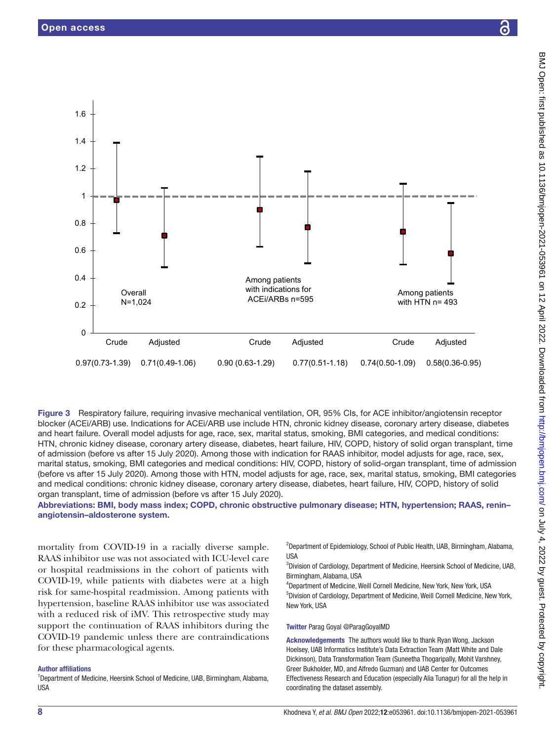Figure 3 Respiratory failure, requiring invasive mechanical ventilation, OR, 95% CIs, for ACE inhibitor/angiotensin receptor blocker (ACEi/ARB) use. Indications for ACEi/ARB use include HTN, chronic kidney disease, coronary artery disease, diabetes and heart failure. Overall model adjusts for age, race, sex, marital status, smoking, BMI categories, and medical conditions: HTN, chronic kidney disease, coronary artery disease, diabetes, heart failure, HIV, COPD, history of solid organ transplant, time of admission (before vs after 15 July 2020). Among those with indication for RAAS inhibitor, model adjusts for age, race, sex, marital status, smoking, BMI categories and medical conditions: HIV, COPD, history of solid-organ transplant, time of admission (before vs after 15 July 2020). Among those with HTN, model adjusts for age, race, sex, marital status, smoking, BMI categories and medical conditions: chronic kidney disease, coronary artery disease, diabetes, heart failure, HIV, COPD, history of solid organ transplant, time of admission (before vs after 15 July 2020).

Abbreviations: BMI, body mass index; COPD, chronic obstructive pulmonary disease; HTN, hypertension; RAAS, renin–angiotensin–aldosterone system.

mortality from COVID-19 in a racially diverse sample. RAAS inhibitor use was not associated with ICU-level care or hospital readmissions in the cohort of patients with COVID-19, while patients with diabetes were at a high risk for same-hospital readmission. Among patients with hypertension, baseline RAAS inhibitor use was associated with a reduced risk of iMV. This retrospective study may support the continuation of RAAS inhibitors during the COVID-19 pandemic unless there are contraindications for these pharmacological agents.

#### Author affiliations

[1]Department of Medicine, Heersink School of Medicine, UAB, Birmingham, Alabama, USA

[2]Department of Epidemiology, School of Public Health, UAB, Birmingham, Alabama, USA

[3]Division of Cardiology, Department of Medicine, Heersink School of Medicine, UAB, Birmingham, Alabama, USA

[4]Department of Medicine, Weill Cornell Medicine, New York, New York, USA

[5]Division of Cardiology, Department of Medicine, Weill Cornell Medicine, New York, New York, USA

**Twitter** Parag Goyal @ParagGoyalMD

**Acknowledgements** The authors would like to thank Ryan Wong, Jackson Hoelsey, UAB Informatics Institute's Data Extraction Team (Matt White and Dale Dickinson), Data Transformation Team (Suneetha Thogaripally, Mohit Varshney, Greer Bukholder, MD, and Alfredo Guzman) and UAB Center for Outcomes Effectiveness Research and Education (especially Alia Tunagur) for all the help in coordinating the dataset assembly.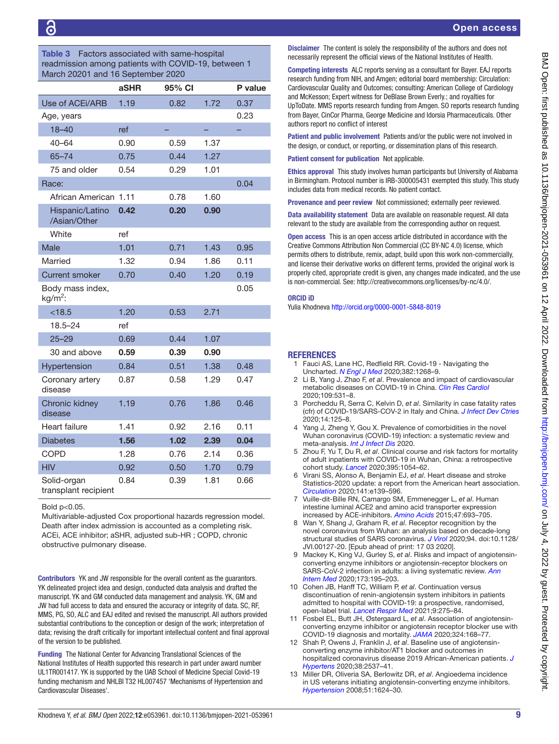**Table 3** Factors associated with same-hospital readmission among patients with COVID-19, between 1 March 20201 and 16 September 2020

| | aSHR | 95% CI | | P value |
|---|---|---|---|---|
| Use of ACEi/ARB | 1.19 | 0.82 | 1.72 | 0.37 |
| Age, years | | | | 0.23 |
| 18–40 | ref | – | – | – |
| 40–64 | 0.90 | 0.59 | 1.37 | |
| 65–74 | 0.75 | 0.44 | 1.27 | |
| 75 and older | 0.54 | 0.29 | 1.01 | |
| Race: | | | | 0.04 |
| African American | 1.11 | 0.78 | 1.60 | |
| Hispanic/Latino /Asian/Other | **0.42** | **0.20** | **0.90** | |
| White | ref | | | |
| Male | 1.01 | 0.71 | 1.43 | 0.95 |
| Married | 1.32 | 0.94 | 1.86 | 0.11 |
| Current smoker | 0.70 | 0.40 | 1.20 | 0.19 |
| Body mass index, $kg/m^2$: | | | | 0.05 |
| <18.5 | 1.20 | 0.53 | 2.71 | |
| 18.5–24 | ref | | | |
| 25–29 | 0.69 | 0.44 | 1.07 | |
| 30 and above | **0.59** | **0.39** | **0.90** | |
| Hypertension | 0.84 | 0.51 | 1.38 | 0.48 |
| Coronary artery disease | 0.87 | 0.58 | 1.29 | 0.47 |
| Chronic kidney disease | 1.19 | 0.76 | 1.86 | 0.46 |
| Heart failure | 1.41 | 0.92 | 2.16 | 0.11 |
| Diabetes | **1.56** | **1.02** | **2.39** | **0.04** |
| COPD | 1.28 | 0.76 | 2.14 | 0.36 |
| HIV | 0.92 | 0.50 | 1.70 | 0.79 |
| Solid-organ transplant recipient | 0.84 | 0.39 | 1.81 | 0.66 |

Bold p<0.05.
Multivariable-adjusted Cox proportional hazards regression model. Death after index admission is accounted as a completing risk.
ACEi, ACE inhibitor; aSHR, adjusted sub-HR ; COPD, chronic obstructive pulmonary disease.

**Contributors** YK and JW responsible for the overall content as the guarantors. YK delineated project idea and design, conducted data analysis and drafted the manuscript. YK and GM conducted data management and analysis. YK, GM and JW had full access to data and ensured the accuracy or integrity of data. SC, RF, MMS, PG, SO, ALC and EAJ edited and revised the manuscript. All authors provided substantial contributions to the conception or design of the work; interpretation of data; revising the draft critically for important intellectual content and final approval of the version to be published.

**Funding** The National Center for Advancing Translational Sciences of the National Institutes of Health supported this research in part under award number UL1TR001417. YK is supported by the UAB School of Medicine Special Covid-19 funding mechanism and NHLBI T32 HL007457 'Mechanisms of Hypertension and Cardiovascular Diseases'.

**Disclaimer** The content is solely the responsibility of the authors and does not necessarily represent the official views of the National Institutes of Health.

**Competing interests** ALC reports serving as a consultant for Bayer. EAJ reports research funding from NIH, and Amgen; editorial board membership: Circulation: Cardiovascular Quality and Outcomes; consulting: American College of Cardiology and McKesson; Expert witness for DeBlase Brown Everly.; and royalties for UpToDate. MMS reports research funding from Amgen. SO reports research funding from Bayer, CinCor Pharma, George Medicine and Idorsia Pharmaceuticals. Other authors report no conflict of interest

**Patient and public involvement** Patients and/or the public were not involved in the design, or conduct, or reporting, or dissemination plans of this research.

**Patient consent for publication** Not applicable.

**Ethics approval** This study involves human participants but University of Alabama in Birmingham. Protocol number is IRB-300005431 exempted this study. This study includes data from medical records. No patient contact.

**Provenance and peer review** Not commissioned; externally peer reviewed.

**Data availability statement** Data are available on reasonable request. All data relevant to the study are available from the corresponding author on request.

**Open access** This is an open access article distributed in accordance with the Creative Commons Attribution Non Commercial (CC BY-NC 4.0) license, which permits others to distribute, remix, adapt, build upon this work non-commercially, and license their derivative works on different terms, provided the original work is properly cited, appropriate credit is given, any changes made indicated, and the use is non-commercial. See: http://creativecommons.org/licenses/by-nc/4.0/.

**ORCID iD**

Yulia Khodneva http://orcid.org/0000-0001-5848-8019

## REFERENCES

1. Fauci AS, Lane HC, Redfield RR. Covid-19 - Navigating the Uncharted. *N Engl J Med* 2020;382:1268–9.
2. Li B, Yang J, Zhao F, *et al*. Prevalence and impact of cardiovascular metabolic diseases on COVID-19 in China. *Clin Res Cardiol* 2020;109:531–8.
3. Porcheddu R, Serra C, Kelvin D, *et al*. Similarity in case fatality rates (cfr) of COVID-19/SARS-COV-2 in Italy and China. *J Infect Dev Ctries* 2020;14:125–8.
4. Yang J, Zheng Y, Gou X. Prevalence of comorbidities in the novel Wuhan coronavirus (COVID-19) infection: a systematic review and meta-analysis. *Int J Infect Dis* 2020.
5. Zhou F, Yu T, Du R, *et al*. Clinical course and risk factors for mortality of adult inpatients with COVID-19 in Wuhan, China: a retrospective cohort study. *Lancet* 2020;395:1054–62.
6. Virani SS, Alonso A, Benjamin EJ, *et al*. Heart disease and stroke Statistics-2020 update: a report from the American heart association. *Circulation* 2020;141:e139–596.
7. Vuille-dit-Bille RN, Camargo SM, Emmenegger L, *et al*. Human intestine luminal ACE2 and amino acid transporter expression increased by ACE-inhibitors. *Amino Acids* 2015;47:693–705.
8. Wan Y, Shang J, Graham R, *et al*. Receptor recognition by the novel coronavirus from Wuhan: an analysis based on decade-long structural studies of SARS coronavirus. *J Virol* 2020;94. doi:10.1128/JVI.00127-20. [Epub ahead of print: 17 03 2020].
9. Mackey K, King VJ, Gurley S, *et al*. Risks and impact of angiotensin-converting enzyme inhibitors or angiotensin-receptor blockers on SARS-CoV-2 infection in adults: a living systematic review. *Ann Intern Med* 2020;173:195–203.
10. Cohen JB, Hanff TC, William P, *et al*. Continuation versus discontinuation of renin-angiotensin system inhibitors in patients admitted to hospital with COVID-19: a prospective, randomised, open-label trial. *Lancet Respir Med* 2021;9:275–84.
11. Fosbøl EL, Butt JH, Østergaard L, *et al*. Association of angiotensin-converting enzyme inhibitor or angiotensin receptor blocker use with COVID-19 diagnosis and mortality. *JAMA* 2020;324:168–77.
12. Shah P, Owens J, Franklin J, *et al*. Baseline use of angiotensin-converting enzyme inhibitor/AT1 blocker and outcomes in hospitalized coronavirus disease 2019 African-American patients. *J Hypertens* 2020;38:2537–41.
13. Miller DR, Oliveria SA, Berlowitz DR, *et al*. Angioedema incidence in US veterans initiating angiotensin-converting enzyme inhibitors. *Hypertension* 2008;51:1624–30.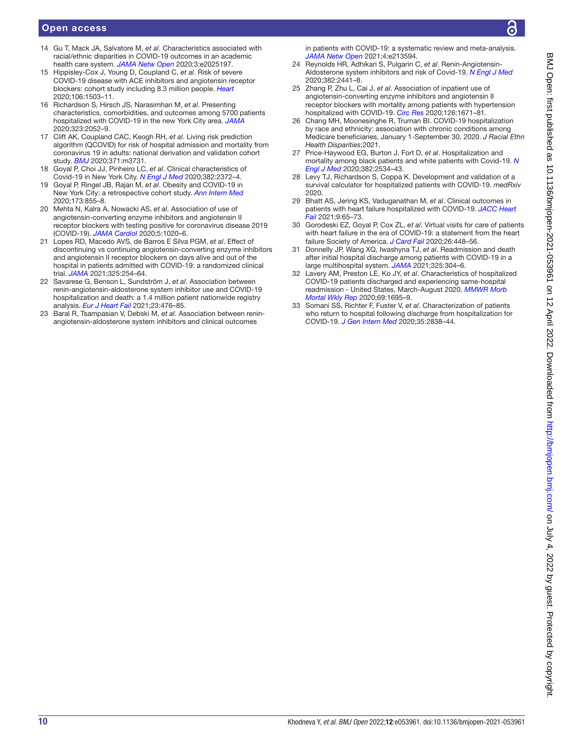14 Gu T, Mack JA, Salvatore M, *et al*. Characteristics associated with racial/ethnic disparities in COVID-19 outcomes in an academic health care system. *JAMA Netw Open* 2020;3:e2025197.
15 Hippisley-Cox J, Young D, Coupland C, *et al*. Risk of severe COVID-19 disease with ACE inhibitors and angiotensin receptor blockers: cohort study including 8.3 million people. *Heart* 2020;106:1503–11.
16 Richardson S, Hirsch JS, Narasimhan M, *et al*. Presenting characteristics, comorbidities, and outcomes among 5700 patients hospitalized with COVID-19 in the new York City area. *JAMA* 2020;323:2052–9.
17 Clift AK, Coupland CAC, Keogh RH, *et al*. Living risk prediction algorithm (QCOVID) for risk of hospital admission and mortality from coronavirus 19 in adults: national derivation and validation cohort study. *BMJ* 2020;371:m3731.
18 Goyal P, Choi JJ, Pinheiro LC, *et al*. Clinical characteristics of Covid-19 in New York City. *N Engl J Med* 2020;382:2372–4.
19 Goyal P, Ringel JB, Rajan M, *et al*. Obesity and COVID-19 in New York City: a retrospective cohort study. *Ann Intern Med* 2020;173:855–8.
20 Mehta N, Kalra A, Nowacki AS, *et al*. Association of use of angiotensin-converting enzyme inhibitors and angiotensin II receptor blockers with testing positive for coronavirus disease 2019 (COVID-19). *JAMA Cardiol* 2020;5:1020–6.
21 Lopes RD, Macedo AVS, de Barros E Silva PGM, *et al*. Effect of discontinuing vs continuing angiotensin-converting enzyme inhibitors and angiotensin II receptor blockers on days alive and out of the hospital in patients admitted with COVID-19: a randomized clinical trial. *JAMA* 2021;325:254–64.
22 Savarese G, Benson L, Sundström J, *et al*. Association between renin-angiotensin-aldosterone system inhibitor use and COVID-19 hospitalization and death: a 1.4 million patient nationwide registry analysis. *Eur J Heart Fail* 2021;23:476–85.
23 Baral R, Tsampasian V, Debski M, *et al*. Association between renin-angiotensin-aldosterone system inhibitors and clinical outcomes in patients with COVID-19: a systematic review and meta-analysis. *JAMA Netw Open* 2021;4:e213594.
24 Reynolds HR, Adhikari S, Pulgarin C, *et al*. Renin-Angiotensin-Aldosterone system inhibitors and risk of Covid-19. *N Engl J Med* 2020;382:2441–8.
25 Zhang P, Zhu L, Cai J, *et al*. Association of inpatient use of angiotensin-converting enzyme inhibitors and angiotensin II receptor blockers with mortality among patients with hypertension hospitalized with COVID-19. *Circ Res* 2020;126:1671–81.
26 Chang MH, Moonesinghe R, Truman BI. COVID-19 hospitalization by race and ethnicity: association with chronic conditions among Medicare beneficiaries, January 1-September 30, 2020. *J Racial Ethn Health Disparities*;2021.
27 Price-Haywood EG, Burton J, Fort D, *et al*. Hospitalization and mortality among black patients and white patients with Covid-19. *N Engl J Med* 2020;382:2534–43.
28 Levy TJ, Richardson S, Coppa K. Development and validation of a survival calculator for hospitalized patients with COVID-19. *medRxiv* 2020.
29 Bhatt AS, Jering KS, Vaduganathan M, *et al*. Clinical outcomes in patients with heart failure hospitalized with COVID-19. *JACC Heart Fail* 2021;9:65–73.
30 Gorodeski EZ, Goyal P, Cox ZL, *et al*. Virtual visits for care of patients with heart failure in the era of COVID-19: a statement from the heart failure Society of America. *J Card Fail* 2020;26:448–56.
31 Donnelly JP, Wang XQ, Iwashyna TJ, *et al*. Readmission and death after initial hospital discharge among patients with COVID-19 in a large multihospital system. *JAMA* 2021;325:304–6.
32 Lavery AM, Preston LE, Ko JY, *et al*. Characteristics of hospitalized COVID-19 patients discharged and experiencing same-hospital readmission - United States, March-August 2020. *MMWR Morb Mortal Wkly Rep* 2020;69:1695–9.
33 Somani SS, Richter F, Fuster V, *et al*. Characterization of patients who return to hospital following discharge from hospitalization for COVID-19. *J Gen Intern Med* 2020;35:2838–44.